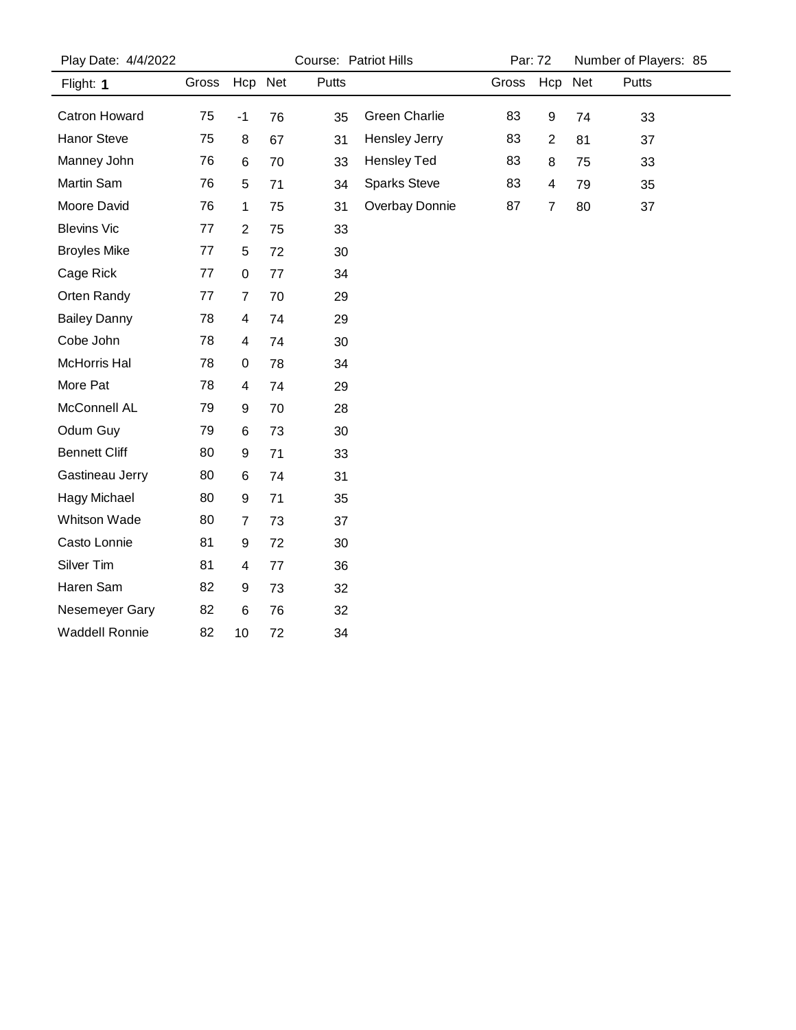Play Date: 4/4/2022 | Course: Patriot Hills | Par: 72 | Number of Players: 85

Flight: **1**

| Name | Gross | Hcp | Net | Putts |
|---|---|---|---|---|
| Catron Howard | 75 | -1 | 76 | 35 |
| Hanor Steve | 75 | 8 | 67 | 31 |
| Manney John | 76 | 6 | 70 | 33 |
| Martin Sam | 76 | 5 | 71 | 34 |
| Moore David | 76 | 1 | 75 | 31 |
| Blevins Vic | 77 | 2 | 75 | 33 |
| Broyles Mike | 77 | 5 | 72 | 30 |
| Cage Rick | 77 | 0 | 77 | 34 |
| Orten Randy | 77 | 7 | 70 | 29 |
| Bailey Danny | 78 | 4 | 74 | 29 |
| Cobe John | 78 | 4 | 74 | 30 |
| McHorris Hal | 78 | 0 | 78 | 34 |
| More Pat | 78 | 4 | 74 | 29 |
| McConnell AL | 79 | 9 | 70 | 28 |
| Odum Guy | 79 | 6 | 73 | 30 |
| Bennett Cliff | 80 | 9 | 71 | 33 |
| Gastineau Jerry | 80 | 6 | 74 | 31 |
| Hagy Michael | 80 | 9 | 71 | 35 |
| Whitson Wade | 80 | 7 | 73 | 37 |
| Casto Lonnie | 81 | 9 | 72 | 30 |
| Silver Tim | 81 | 4 | 77 | 36 |
| Haren Sam | 82 | 9 | 73 | 32 |
| Nesemeyer Gary | 82 | 6 | 76 | 32 |
| Waddell Ronnie | 82 | 10 | 72 | 34 |
| Green Charlie | 83 | 9 | 74 | 33 |
| Hensley Jerry | 83 | 2 | 81 | 37 |
| Hensley Ted | 83 | 8 | 75 | 33 |
| Sparks Steve | 83 | 4 | 79 | 35 |
| Overbay Donnie | 87 | 7 | 80 | 37 |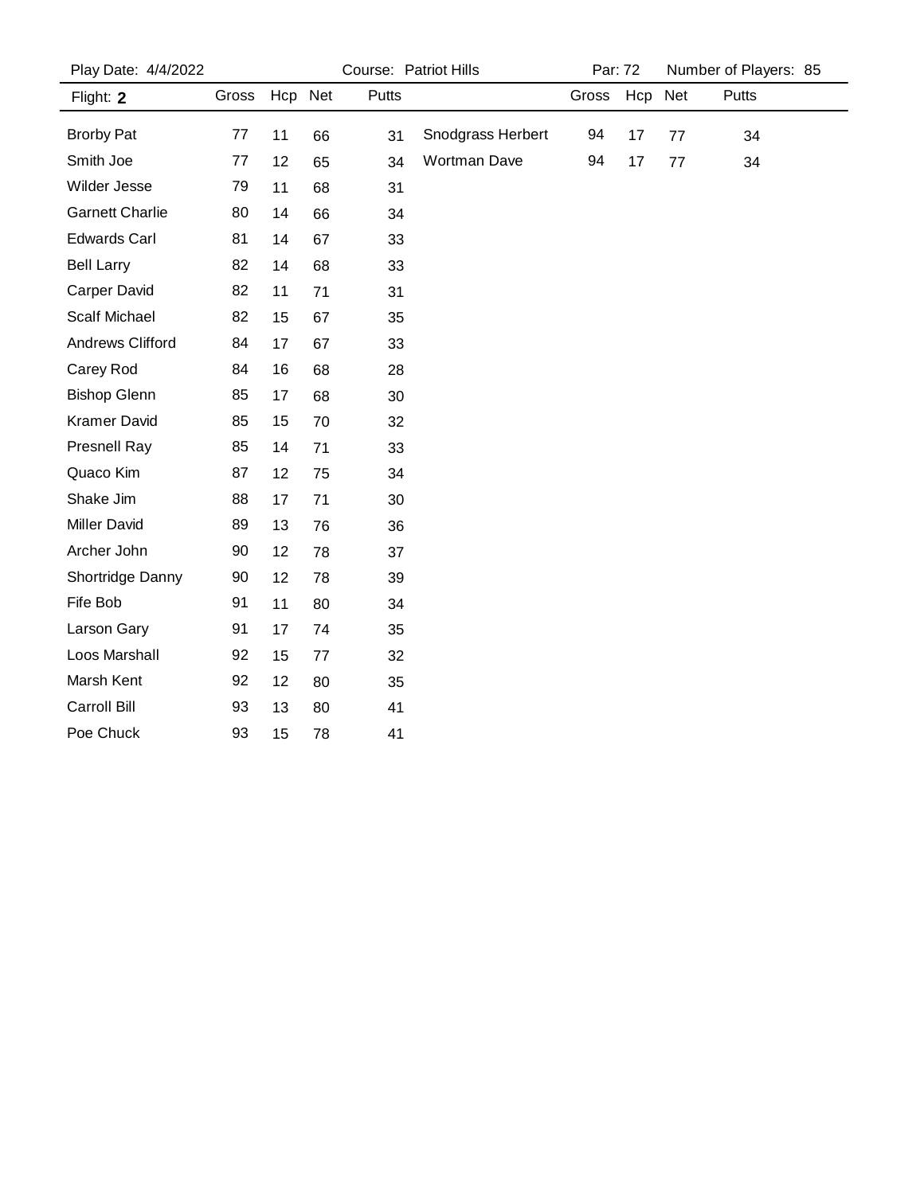Play Date: 4/4/2022 Course: Patriot Hills Par: 72 Number of Players: 85

Flight: **2**

| Name | Gross | Hcp | Net | Putts |
|---|---|---|---|---|
| Brorby Pat | 77 | 11 | 66 | 31 |
| Smith Joe | 77 | 12 | 65 | 34 |
| Wilder Jesse | 79 | 11 | 68 | 31 |
| Garnett Charlie | 80 | 14 | 66 | 34 |
| Edwards Carl | 81 | 14 | 67 | 33 |
| Bell Larry | 82 | 14 | 68 | 33 |
| Carper David | 82 | 11 | 71 | 31 |
| Scalf Michael | 82 | 15 | 67 | 35 |
| Andrews Clifford | 84 | 17 | 67 | 33 |
| Carey Rod | 84 | 16 | 68 | 28 |
| Bishop Glenn | 85 | 17 | 68 | 30 |
| Kramer David | 85 | 15 | 70 | 32 |
| Presnell Ray | 85 | 14 | 71 | 33 |
| Quaco Kim | 87 | 12 | 75 | 34 |
| Shake Jim | 88 | 17 | 71 | 30 |
| Miller David | 89 | 13 | 76 | 36 |
| Archer John | 90 | 12 | 78 | 37 |
| Shortridge Danny | 90 | 12 | 78 | 39 |
| Fife Bob | 91 | 11 | 80 | 34 |
| Larson Gary | 91 | 17 | 74 | 35 |
| Loos Marshall | 92 | 15 | 77 | 32 |
| Marsh Kent | 92 | 12 | 80 | 35 |
| Carroll Bill | 93 | 13 | 80 | 41 |
| Poe Chuck | 93 | 15 | 78 | 41 |
| Snodgrass Herbert | 94 | 17 | 77 | 34 |
| Wortman Dave | 94 | 17 | 77 | 34 |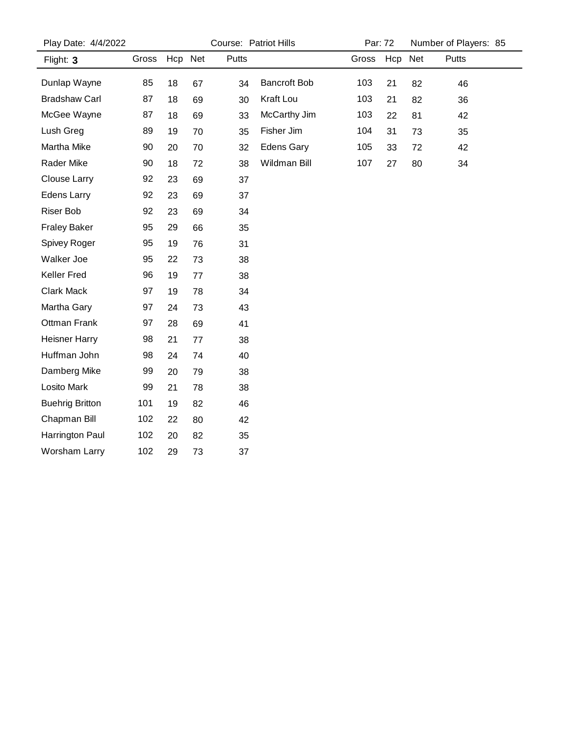Play Date: 4/4/2022 | Course: Patriot Hills | Par: 72 | Number of Players: 85

| Flight: **3** | Gross | Hcp | Net | Putts |
|---|---|---|---|---|
| Dunlap Wayne | 85 | 18 | 67 | 34 |
| Bradshaw Carl | 87 | 18 | 69 | 30 |
| McGee Wayne | 87 | 18 | 69 | 33 |
| Lush Greg | 89 | 19 | 70 | 35 |
| Martha Mike | 90 | 20 | 70 | 32 |
| Rader Mike | 90 | 18 | 72 | 38 |
| Clouse Larry | 92 | 23 | 69 | 37 |
| Edens Larry | 92 | 23 | 69 | 37 |
| Riser Bob | 92 | 23 | 69 | 34 |
| Fraley Baker | 95 | 29 | 66 | 35 |
| Spivey Roger | 95 | 19 | 76 | 31 |
| Walker Joe | 95 | 22 | 73 | 38 |
| Keller Fred | 96 | 19 | 77 | 38 |
| Clark Mack | 97 | 19 | 78 | 34 |
| Martha Gary | 97 | 24 | 73 | 43 |
| Ottman Frank | 97 | 28 | 69 | 41 |
| Heisner Harry | 98 | 21 | 77 | 38 |
| Huffman John | 98 | 24 | 74 | 40 |
| Damberg Mike | 99 | 20 | 79 | 38 |
| Losito Mark | 99 | 21 | 78 | 38 |
| Buehrig Britton | 101 | 19 | 82 | 46 |
| Chapman Bill | 102 | 22 | 80 | 42 |
| Harrington Paul | 102 | 20 | 82 | 35 |
| Worsham Larry | 102 | 29 | 73 | 37 |
| Bancroft Bob | 103 | 21 | 82 | 46 |
| Kraft Lou | 103 | 21 | 82 | 36 |
| McCarthy Jim | 103 | 22 | 81 | 42 |
| Fisher Jim | 104 | 31 | 73 | 35 |
| Edens Gary | 105 | 33 | 72 | 42 |
| Wildman Bill | 107 | 27 | 80 | 34 |